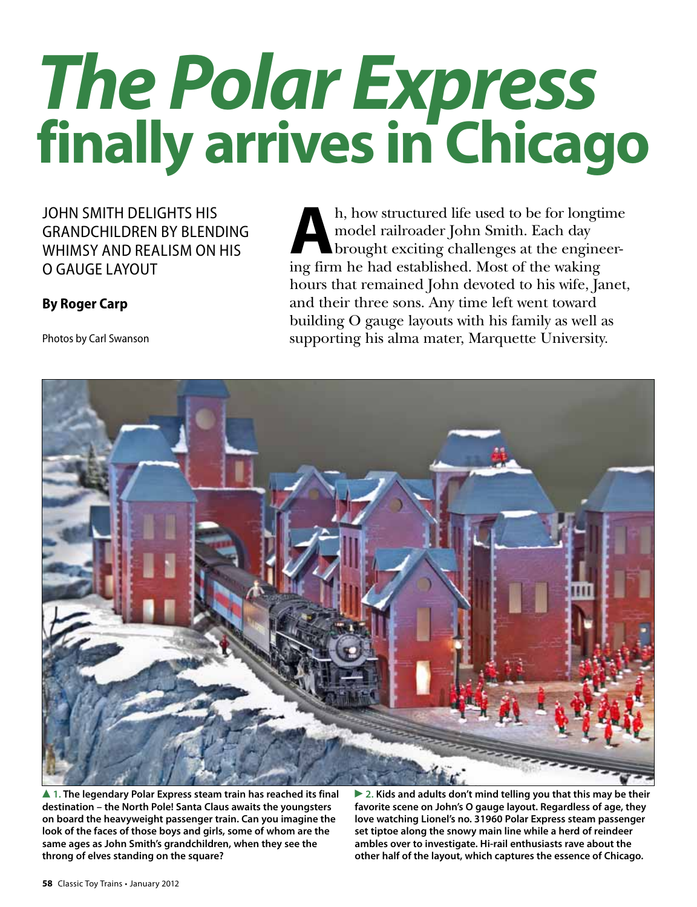# The Polar Express finally arrives in Chicago

JOHN SMITH DELIGHTS HIS GRANDCHILDREN BY BLENDING WHIMSY AND REALISM ON HIS O GAUGE LAYOUT

**By Roger Carp**

Photos by Carl Swanson

Ah, how structured life used to be for longtime model railroader John Smith. Each day brought exciting challenges at the engineering firm he had established. Most of the waking hours that remained John devoted to his wife, Janet, and their three sons. Any time left went toward building O gauge layouts with his family as well as supporting his alma mater, Marquette University.

**▲ 1. The legendary Polar Express steam train has reached its final destination – the North Pole! Santa Claus awaits the youngsters on board the heavyweight passenger train. Can you imagine the look of the faces of those boys and girls, some of whom are the same ages as John Smith's grandchildren, when they see the throng of elves standing on the square?**

**► 2. Kids and adults don't mind telling you that this may be their favorite scene on John's O gauge layout. Regardless of age, they love watching Lionel's no. 31960 Polar Express steam passenger set tiptoe along the snowy main line while a herd of reindeer ambles over to investigate. Hi-rail enthusiasts rave about the other half of the layout, which captures the essence of Chicago.**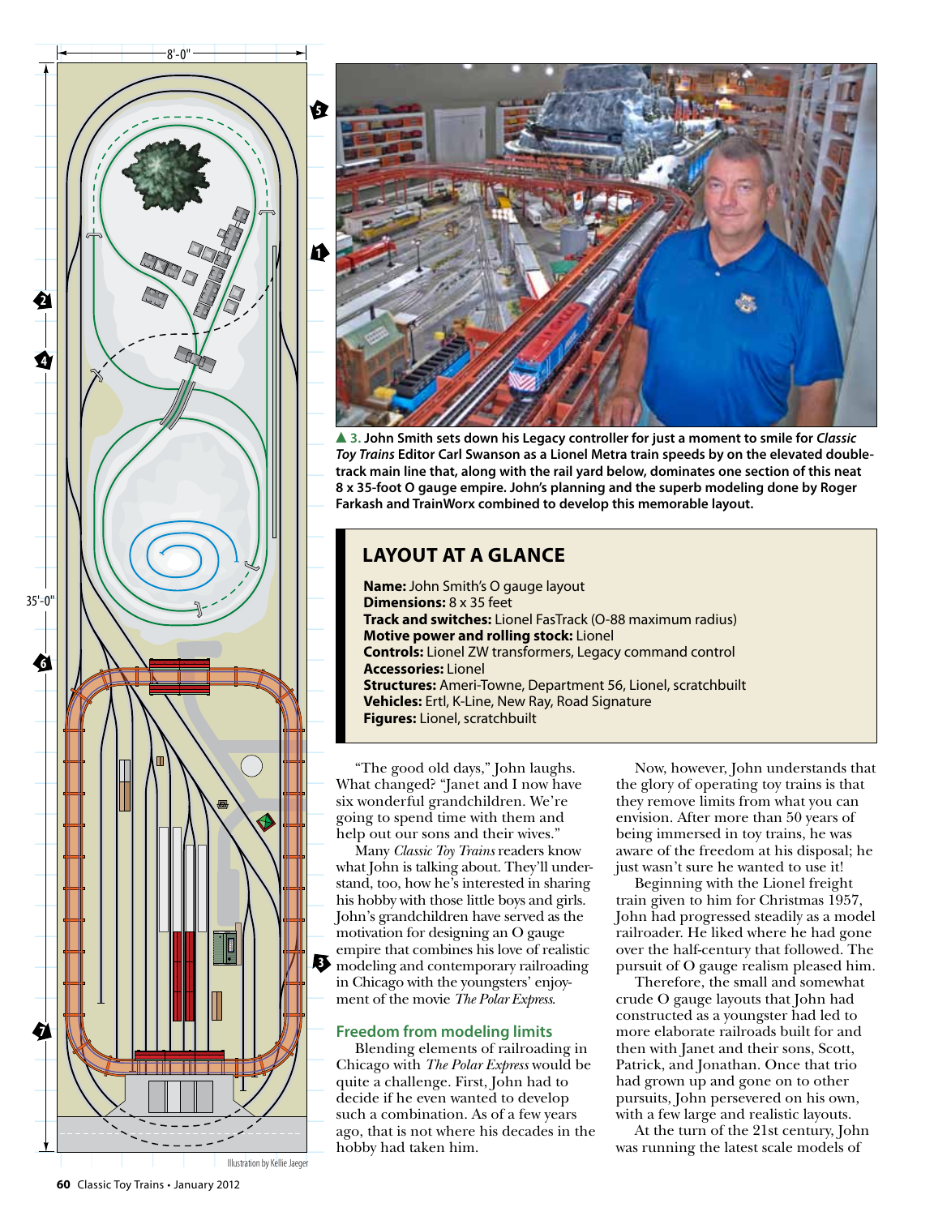▲ **3. John Smith sets down his Legacy controller for just a moment to smile for *Classic Toy Trains* Editor Carl Swanson as a Lionel Metra train speeds by on the elevated double-track main line that, along with the rail yard below, dominates one section of this neat 8 x 35-foot O gauge empire. John's planning and the superb modeling done by Roger Farkash and TrainWorx combined to develop this memorable layout.**

Illustration by Kellie Jaeger

## LAYOUT AT A GLANCE

**Name:** John Smith's O gauge layout
**Dimensions:** 8 x 35 feet
**Track and switches:** Lionel FasTrack (O-88 maximum radius)
**Motive power and rolling stock:** Lionel
**Controls:** Lionel ZW transformers, Legacy command control
**Accessories:** Lionel
**Structures:** Ameri-Towne, Department 56, Lionel, scratchbuilt
**Vehicles:** Ertl, K-Line, New Ray, Road Signature
**Figures:** Lionel, scratchbuilt

"The good old days," John laughs. What changed? "Janet and I now have six wonderful grandchildren. We're going to spend time with them and help out our sons and their wives."

Many *Classic Toy Trains* readers know what John is talking about. They'll understand, too, how he's interested in sharing his hobby with those little boys and girls. John's grandchildren have served as the motivation for designing an O gauge empire that combines his love of realistic modeling and contemporary railroading in Chicago with the youngsters' enjoyment of the movie *The Polar Express*.

### Freedom from modeling limits

Blending elements of railroading in Chicago with *The Polar Express* would be quite a challenge. First, John had to decide if he even wanted to develop such a combination. As of a few years ago, that is not where his decades in the hobby had taken him.

Now, however, John understands that the glory of operating toy trains is that they remove limits from what you can envision. After more than 50 years of being immersed in toy trains, he was aware of the freedom at his disposal; he just wasn't sure he wanted to use it!

Beginning with the Lionel freight train given to him for Christmas 1957, John had progressed steadily as a model railroader. He liked where he had gone over the half-century that followed. The pursuit of O gauge realism pleased him.

Therefore, the small and somewhat crude O gauge layouts that John had constructed as a youngster had led to more elaborate railroads built for and then with Janet and their sons, Scott, Patrick, and Jonathan. Once that trio had grown up and gone on to other pursuits, John persevered on his own, with a few large and realistic layouts.

At the turn of the 21st century, John was running the latest scale models of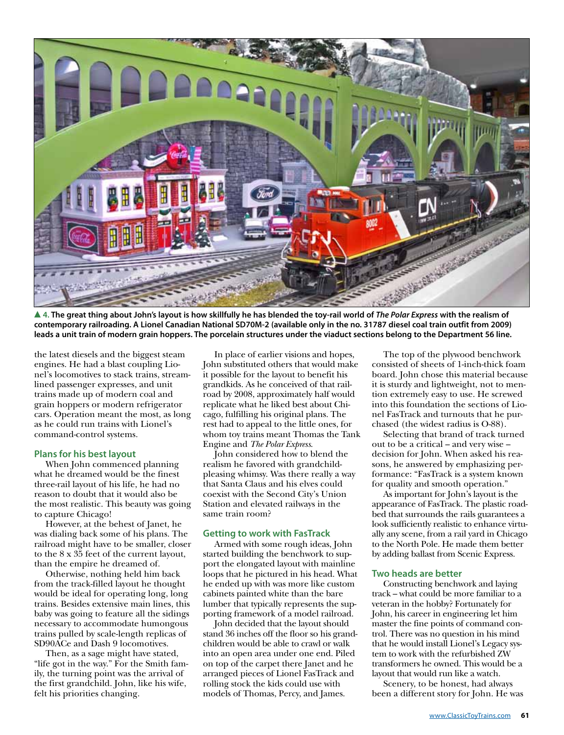▲ **4. The great thing about John's layout is how skillfully he has blended the toy-rail world of *The Polar Express* with the realism of contemporary railroading. A Lionel Canadian National SD70M-2 (available only in the no. 31787 diesel coal train outfit from 2009) leads a unit train of modern grain hoppers. The porcelain structures under the viaduct sections belong to the Department 56 line.**

the latest diesels and the biggest steam engines. He had a blast coupling Lionel's locomotives to stack trains, streamlined passenger expresses, and unit trains made up of modern coal and grain hoppers or modern refrigerator cars. Operation meant the most, as long as he could run trains with Lionel's command-control systems.

### Plans for his best layout

When John commenced planning what he dreamed would be the finest three-rail layout of his life, he had no reason to doubt that it would also be the most realistic. This beauty was going to capture Chicago!

However, at the behest of Janet, he was dialing back some of his plans. The railroad might have to be smaller, closer to the 8 x 35 feet of the current layout, than the empire he dreamed of.

Otherwise, nothing held him back from the track-filled layout he thought would be ideal for operating long, long trains. Besides extensive main lines, this baby was going to feature all the sidings necessary to accommodate humongous trains pulled by scale-length replicas of SD90ACe and Dash 9 locomotives.

Then, as a sage might have stated, "life got in the way." For the Smith family, the turning point was the arrival of the first grandchild. John, like his wife, felt his priorities changing.

In place of earlier visions and hopes, John substituted others that would make it possible for the layout to benefit his grandkids. As he conceived of that railroad by 2008, approximately half would replicate what he liked best about Chicago, fulfilling his original plans. The rest had to appeal to the little ones, for whom toy trains meant Thomas the Tank Engine and *The Polar Express*.

John considered how to blend the realism he favored with grandchild-pleasing whimsy. Was there really a way that Santa Claus and his elves could coexist with the Second City's Union Station and elevated railways in the same train room?

### Getting to work with FasTrack

Armed with some rough ideas, John started building the benchwork to support the elongated layout with mainline loops that he pictured in his head. What he ended up with was more like custom cabinets painted white than the bare lumber that typically represents the supporting framework of a model railroad.

John decided that the layout should stand 36 inches off the floor so his grandchildren would be able to crawl or walk into an open area under one end. Piled on top of the carpet there Janet and he arranged pieces of Lionel FasTrack and rolling stock the kids could use with models of Thomas, Percy, and James.

The top of the plywood benchwork consisted of sheets of 1-inch-thick foam board. John chose this material because it is sturdy and lightweight, not to mention extremely easy to use. He screwed into this foundation the sections of Lionel FasTrack and turnouts that he purchased (the widest radius is O-88).

Selecting that brand of track turned out to be a critical – and very wise – decision for John. When asked his reasons, he answered by emphasizing performance: "FasTrack is a system known for quality and smooth operation."

As important for John's layout is the appearance of FasTrack. The plastic roadbed that surrounds the rails guarantees a look sufficiently realistic to enhance virtually any scene, from a rail yard in Chicago to the North Pole. He made them better by adding ballast from Scenic Express.

### Two heads are better

Constructing benchwork and laying track – what could be more familiar to a veteran in the hobby? Fortunately for John, his career in engineering let him master the fine points of command control. There was no question in his mind that he would install Lionel's Legacy system to work with the refurbished ZW transformers he owned. This would be a layout that would run like a watch.

Scenery, to be honest, had always been a different story for John. He was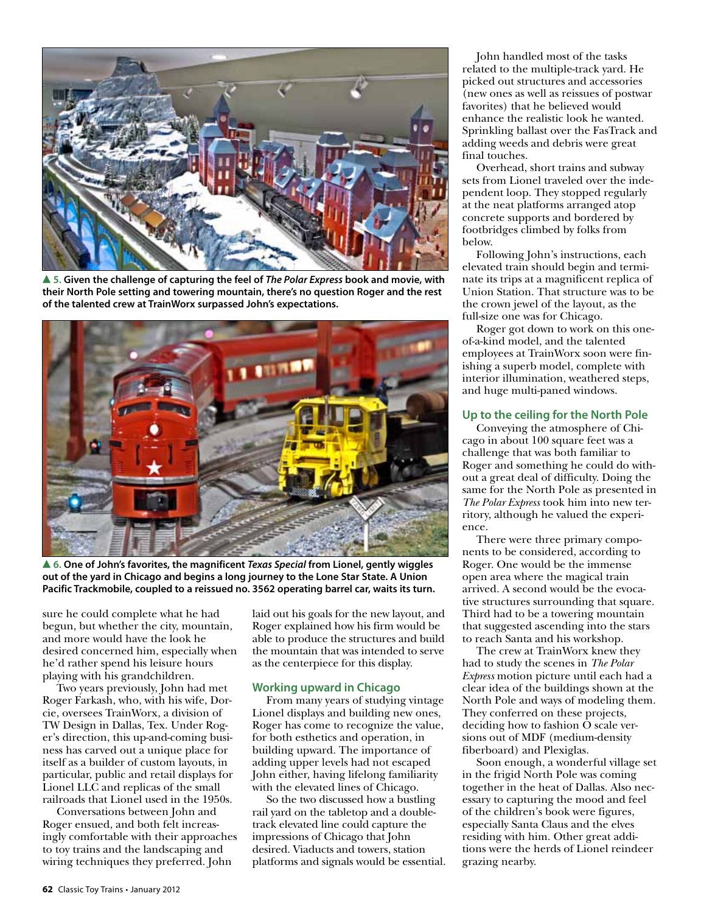▲ **5. Given the challenge of capturing the feel of *The Polar Express* book and movie, with their North Pole setting and towering mountain, there's no question Roger and the rest of the talented crew at TrainWorx surpassed John's expectations.**

▲ **6. One of John's favorites, the magnificent *Texas Special* from Lionel, gently wiggles out of the yard in Chicago and begins a long journey to the Lone Star State. A Union Pacific Trackmobile, coupled to a reissued no. 3562 operating barrel car, waits its turn.**

sure he could complete what he had begun, but whether the city, mountain, and more would have the look he desired concerned him, especially when he'd rather spend his leisure hours playing with his grandchildren.

Two years previously, John had met Roger Farkash, who, with his wife, Dorcie, oversees TrainWorx, a division of TW Design in Dallas, Tex. Under Roger's direction, this up-and-coming business has carved out a unique place for itself as a builder of custom layouts, in particular, public and retail displays for Lionel LLC and replicas of the small railroads that Lionel used in the 1950s.

Conversations between John and Roger ensued, and both felt increasingly comfortable with their approaches to toy trains and the landscaping and wiring techniques they preferred. John laid out his goals for the new layout, and Roger explained how his firm would be able to produce the structures and build the mountain that was intended to serve as the centerpiece for this display.

## Working upward in Chicago

From many years of studying vintage Lionel displays and building new ones, Roger has come to recognize the value, for both esthetics and operation, in building upward. The importance of adding upper levels had not escaped John either, having lifelong familiarity with the elevated lines of Chicago.

So the two discussed how a bustling rail yard on the tabletop and a double-track elevated line could capture the impressions of Chicago that John desired. Viaducts and towers, station platforms and signals would be essential.

John handled most of the tasks related to the multiple-track yard. He picked out structures and accessories (new ones as well as reissues of postwar favorites) that he believed would enhance the realistic look he wanted. Sprinkling ballast over the FasTrack and adding weeds and debris were great final touches.

Overhead, short trains and subway sets from Lionel traveled over the independent loop. They stopped regularly at the neat platforms arranged atop concrete supports and bordered by footbridges climbed by folks from below.

Following John's instructions, each elevated train should begin and terminate its trips at a magnificent replica of Union Station. That structure was to be the crown jewel of the layout, as the full-size one was for Chicago.

Roger got down to work on this one-of-a-kind model, and the talented employees at TrainWorx soon were finishing a superb model, complete with interior illumination, weathered steps, and huge multi-paned windows.

## Up to the ceiling for the North Pole

Conveying the atmosphere of Chicago in about 100 square feet was a challenge that was both familiar to Roger and something he could do without a great deal of difficulty. Doing the same for the North Pole as presented in *The Polar Express* took him into new territory, although he valued the experience.

There were three primary components to be considered, according to Roger. One would be the immense open area where the magical train arrived. A second would be the evocative structures surrounding that square. Third had to be a towering mountain that suggested ascending into the stars to reach Santa and his workshop.

The crew at TrainWorx knew they had to study the scenes in *The Polar Express* motion picture until each had a clear idea of the buildings shown at the North Pole and ways of modeling them. They conferred on these projects, deciding how to fashion O scale versions out of MDF (medium-density fiberboard) and Plexiglas.

Soon enough, a wonderful village set in the frigid North Pole was coming together in the heat of Dallas. Also necessary to capturing the mood and feel of the children's book were figures, especially Santa Claus and the elves residing with him. Other great additions were the herds of Lionel reindeer grazing nearby.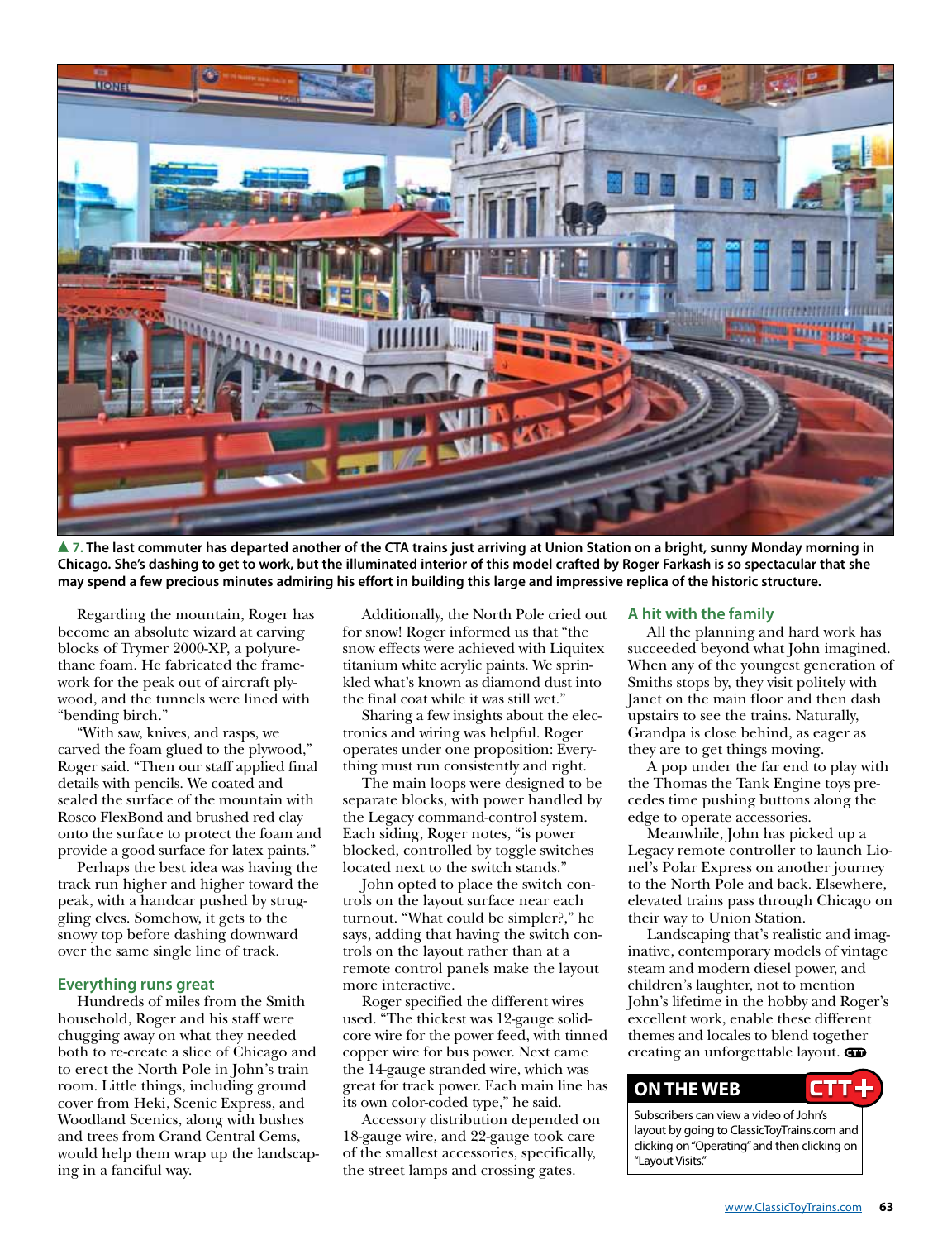▲ **7. The last commuter has departed another of the CTA trains just arriving at Union Station on a bright, sunny Monday morning in Chicago. She's dashing to get to work, but the illuminated interior of this model crafted by Roger Farkash is so spectacular that she may spend a few precious minutes admiring his effort in building this large and impressive replica of the historic structure.**

Regarding the mountain, Roger has become an absolute wizard at carving blocks of Trymer 2000-XP, a polyurethane foam. He fabricated the framework for the peak out of aircraft plywood, and the tunnels were lined with "bending birch."

"With saw, knives, and rasps, we carved the foam glued to the plywood," Roger said. "Then our staff applied final details with pencils. We coated and sealed the surface of the mountain with Rosco FlexBond and brushed red clay onto the surface to protect the foam and provide a good surface for latex paints."

Perhaps the best idea was having the track run higher and higher toward the peak, with a handcar pushed by struggling elves. Somehow, it gets to the snowy top before dashing downward over the same single line of track.

## Everything runs great

Hundreds of miles from the Smith household, Roger and his staff were chugging away on what they needed both to re-create a slice of Chicago and to erect the North Pole in John's train room. Little things, including ground cover from Heki, Scenic Express, and Woodland Scenics, along with bushes and trees from Grand Central Gems, would help them wrap up the landscaping in a fanciful way.

Additionally, the North Pole cried out for snow! Roger informed us that "the snow effects were achieved with Liquitex titanium white acrylic paints. We sprinkled what's known as diamond dust into the final coat while it was still wet."

Sharing a few insights about the electronics and wiring was helpful. Roger operates under one proposition: Everything must run consistently and right.

The main loops were designed to be separate blocks, with power handled by the Legacy command-control system. Each siding, Roger notes, "is power blocked, controlled by toggle switches located next to the switch stands."

John opted to place the switch controls on the layout surface near each turnout. "What could be simpler?," he says, adding that having the switch controls on the layout rather than at a remote control panels make the layout more interactive.

Roger specified the different wires used. "The thickest was 12-gauge solid-core wire for the power feed, with tinned copper wire for bus power. Next came the 14-gauge stranded wire, which was great for track power. Each main line has its own color-coded type," he said.

Accessory distribution depended on 18-gauge wire, and 22-gauge took care of the smallest accessories, specifically, the street lamps and crossing gates.

## A hit with the family

All the planning and hard work has succeeded beyond what John imagined. When any of the youngest generation of Smiths stops by, they visit politely with Janet on the main floor and then dash upstairs to see the trains. Naturally, Grandpa is close behind, as eager as they are to get things moving.

A pop under the far end to play with the Thomas the Tank Engine toys precedes time pushing buttons along the edge to operate accessories.

Meanwhile, John has picked up a Legacy remote controller to launch Lionel's Polar Express on another journey to the North Pole and back. Elsewhere, elevated trains pass through Chicago on their way to Union Station.

Landscaping that's realistic and imaginative, contemporary models of vintage steam and modern diesel power, and children's laughter, not to mention John's lifetime in the hobby and Roger's excellent work, enable these different themes and locales to blend together creating an unforgettable layout. CTT

## ON THE WEB CTT+

Subscribers can view a video of John's layout by going to ClassicToyTrains.com and clicking on "Operating" and then clicking on "Layout Visits."